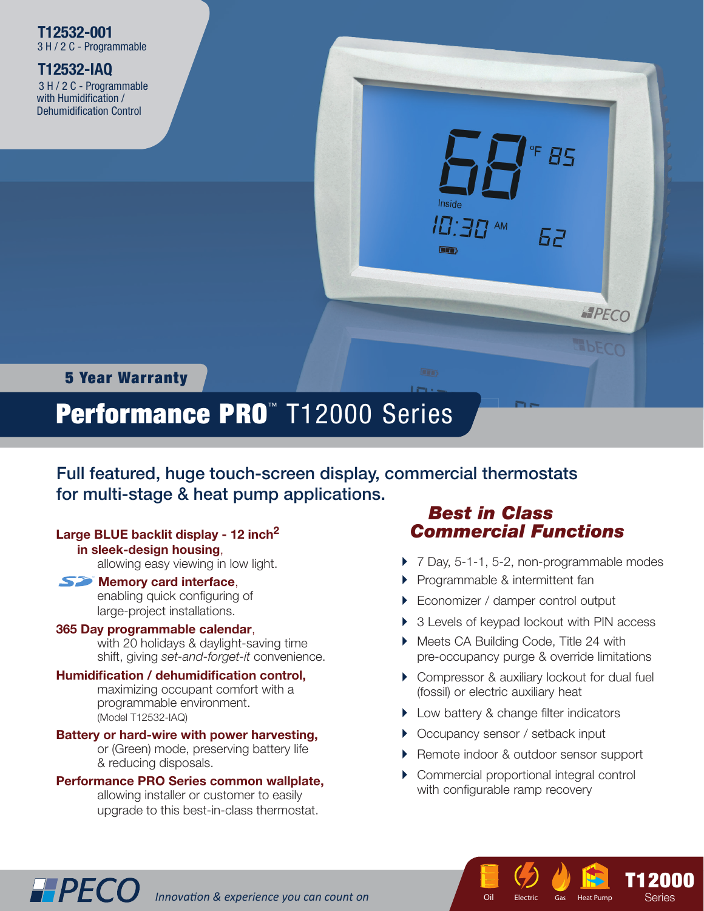**T12532-001**
3 H / 2 C - Programmable

**T12532-IAQ**
3 H / 2 C - Programmable with Humidification / Dehumidification Control

**5 Year Warranty**

# Performance PRO™ T12000 Series

## Full featured, huge touch-screen display, commercial thermostats for multi-stage & heat pump applications.

**Large BLUE backlit display - 12 inch$^2$ in sleek-design housing**, allowing easy viewing in low light.

**Memory card interface**, enabling quick configuring of large-project installations.

**365 Day programmable calendar**, with 20 holidays & daylight-saving time shift, giving *set-and-forget-it* convenience.

**Humidification / dehumidification control,** maximizing occupant comfort with a programmable environment. (Model T12532-IAQ)

**Battery or hard-wire with power harvesting,** or (Green) mode, preserving battery life & reducing disposals.

**Performance PRO Series common wallplate,** allowing installer or customer to easily upgrade to this best-in-class thermostat.

### *Best in Class Commercial Functions*

- 7 Day, 5-1-1, 5-2, non-programmable modes
- Programmable & intermittent fan
- Economizer / damper control output
- 3 Levels of keypad lockout with PIN access
- Meets CA Building Code, Title 24 with pre-occupancy purge & override limitations
- Compressor & auxiliary lockout for dual fuel (fossil) or electric auxiliary heat
- Low battery & change filter indicators
- Occupancy sensor / setback input
- Remote indoor & outdoor sensor support
- Commercial proportional integral control with configurable ramp recovery

PECO *Innovation & experience you can count on*

Oil Electric Gas Heat Pump

**T12000** Series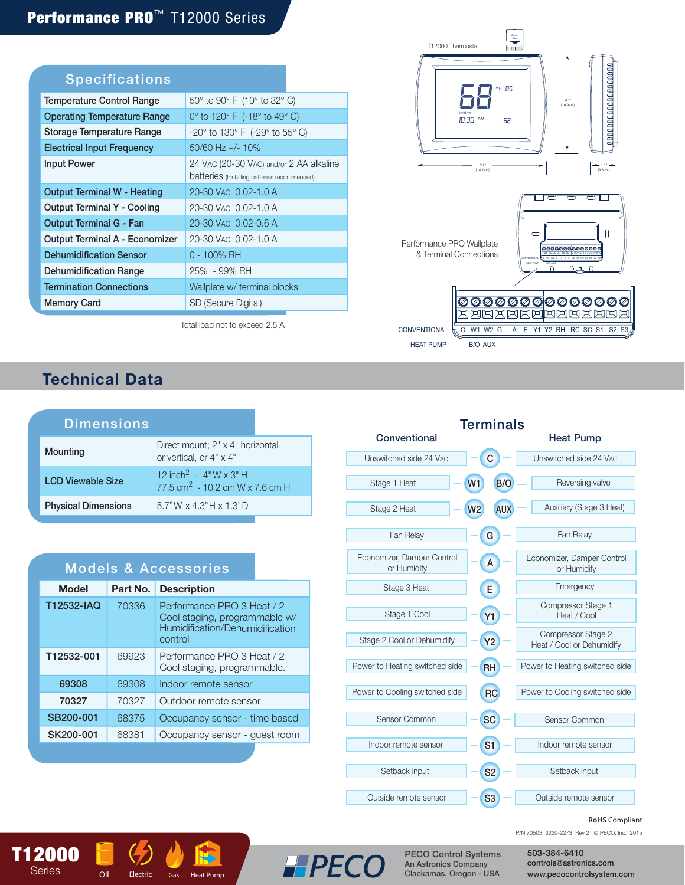# Performance PRO™ T12000 Series

## Specifications

| | |
|---|---|
| Temperature Control Range | 50° to 90° F (10° to 32° C) |
| Operating Temperature Range | 0° to 120° F (-18° to 49° C) |
| Storage Temperature Range | -20° to 130° F (-29° to 55° C) |
| Electrical Input Frequency | 50/60 Hz +/- 10% |
| Input Power | 24 VAC (20-30 VAC) and/or 2 AA alkaline batteries (Installing batteries recommended) |
| Output Terminal W - Heating | 20-30 VAC 0.02-1.0 A |
| Output Terminal Y - Cooling | 20-30 VAC 0.02-1.0 A |
| Output Terminal G - Fan | 20-30 VAC 0.02-0.6 A |
| Output Terminal A - Economizer | 20-30 VAC 0.02-1.0 A |
| Dehumidification Sensor | 0 - 100% RH |
| Dehumidification Range | 25% - 99% RH |
| Termination Connections | Wallplate w/ terminal blocks |
| Memory Card | SD (Secure Digital) |

Total load not to exceed 2.5 A

T12000 Thermostat

Memory Card

68 °F 85

Inside 10:30 AM 62

4.3" (10.9 cm)

5.7" (14.5 cm)

1.3" (3.3 cm)

Performance PRO Wallplate & Terminal Connections

CONVENTIONAL C W1 W2 G A E Y1 Y2 RH RC SC S1 S2 S3

HEAT PUMP B/O AUX

## Technical Data

### Dimensions

| | |
|---|---|
| Mounting | Direct mount; 2" x 4" horizontal or vertical, or 4" x 4" |
| LCD Viewable Size | 12 inch$^2$ - 4" W x 3" H<br>77.5 cm$^2$ - 10.2 cm W x 7.6 cm H |
| Physical Dimensions | 5.7" W x 4.3" H x 1.3" D |

### Models & Accessories

| Model | Part No. | Description |
|---|---|---|
| T12532-IAQ | 70336 | Performance PRO 3 Heat / 2 Cool staging, programmable w/ Humidification/Dehumidification control |
| T12532-001 | 69923 | Performance PRO 3 Heat / 2 Cool staging, programmable. |
| 69308 | 69308 | Indoor remote sensor |
| 70327 | 70327 | Outdoor remote sensor |
| SB200-001 | 68375 | Occupancy sensor - time based |
| SK200-001 | 68381 | Occupancy sensor - guest room |

### Terminals

| Conventional | Terminal | Heat Pump |
|---|---|---|
| Unswitched side 24 VAC | C | Unswitched side 24 VAC |
| Stage 1 Heat | W1 / B/O | Reversing valve |
| Stage 2 Heat | W2 / AUX | Auxiliary (Stage 3 Heat) |
| Fan Relay | G | Fan Relay |
| Economizer, Damper Control or Humidify | A | Economizer, Damper Control or Humidify |
| Stage 3 Heat | E | Emergency |
| Stage 1 Cool | Y1 | Compressor Stage 1 Heat / Cool |
| Stage 2 Cool or Dehumidify | Y2 | Compressor Stage 2 Heat / Cool or Dehumidify |
| Power to Heating switched side | RH | Power to Heating switched side |
| Power to Cooling switched side | RC | Power to Cooling switched side |
| Sensor Common | SC | Sensor Common |
| Indoor remote sensor | S1 | Indoor remote sensor |
| Setback input | S2 | Setback input |
| Outside remote sensor | S3 | Outside remote sensor |

**RoHS** Compliant

P/N 70503 3220-2273 Rev 2 © PECO, Inc. 2015

**T12000** Series

Oil Electric Gas Heat Pump

PECO

**PECO Control Systems**
An Astronics Company
Clackamas, Oregon - USA

**503-384-6410**
controls@astronics.com
www.pecocontrolsystem.com